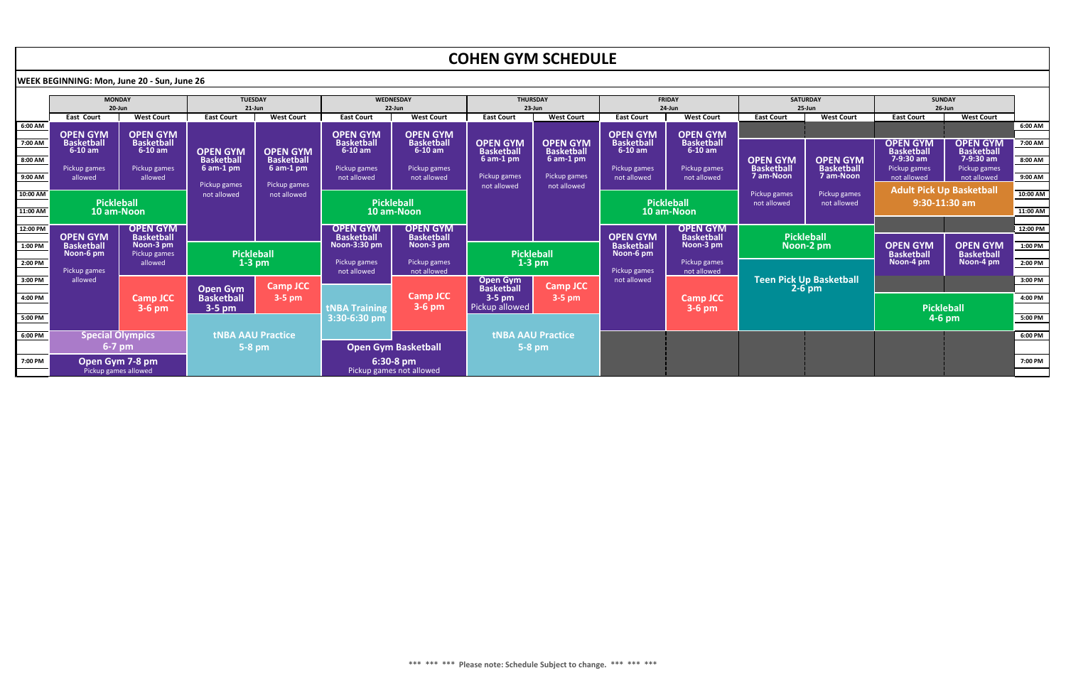# COHEN GYM SCHEDULE

**WEEK BEGINNING: Mon, June 20 - Sun, June 26**

| | MONDAY 20-Jun | | TUESDAY 21-Jun | | WEDNESDAY 22-Jun | | THURSDAY 23-Jun | | FRIDAY 24-Jun | | SATURDAY 25-Jun | | SUNDAY 26-Jun | | |
|---|---|---|---|---|---|---|---|---|---|---|---|---|---|---|---|
| | East Court | West Court | East Court | West Court | East Court | West Court | East Court | West Court | East Court | West Court | East Court | West Court | East Court | West Court | |
| 6:00 AM – 10:00 AM | OPEN GYM Basketball 6-10 am Pickup games allowed | OPEN GYM Basketball 6-10 am Pickup games allowed | OPEN GYM Basketball 6 am-1 pm Pickup games not allowed | OPEN GYM Basketball 6 am-1 pm Pickup games not allowed | OPEN GYM Basketball 6-10 am Pickup games not allowed | OPEN GYM Basketball 6-10 am Pickup games not allowed | OPEN GYM Basketball 6 am-1 pm Pickup games not allowed | OPEN GYM Basketball 6 am-1 pm Pickup games not allowed | OPEN GYM Basketball 6-10 am Pickup games not allowed | OPEN GYM Basketball 6-10 am Pickup games not allowed | OPEN GYM Basketball 7 am-Noon Pickup games not allowed | OPEN GYM Basketball 7 am-Noon Pickup games not allowed | OPEN GYM Basketball 7-9:30 am Pickup games not allowed | OPEN GYM Basketball 7-9:30 am Pickup games not allowed | 6:00 AM – 10:00 AM |
| 10:00 AM – 12:00 PM | Pickleball 10 am-Noon | | | | Pickleball 10 am-Noon | | | | Pickleball 10 am-Noon | | | | Adult Pick Up Basketball 9:30-11:30 am | | 10:00 AM – 12:00 PM |
| 12:00 PM – 3:00 PM | OPEN GYM Basketball Noon-6 pm Pickup games allowed | OPEN GYM Basketball Noon-3 pm Pickup games allowed | Pickleball 1-3 pm | | OPEN GYM Basketball Noon-3:30 pm Pickup games not allowed | OPEN GYM Basketball Noon-3 pm Pickup games not allowed | Pickleball 1-3 pm | | OPEN GYM Basketball Noon-6 pm Pickup games not allowed | OPEN GYM Basketball Noon-3 pm Pickup games not allowed | Pickleball Noon-2 pm | | OPEN GYM Basketball Noon-4 pm | OPEN GYM Basketball Noon-4 pm | 12:00 PM – 3:00 PM |
| 3:00 PM – 6:00 PM | | Camp JCC 3-6 pm | Open Gym Basketball 3-5 pm | Camp JCC 3-5 pm | tNBA Training 3:30-6:30 pm | Camp JCC 3-6 pm | Open Gym Basketball 3-5 pm Pickup allowed | Camp JCC 3-5 pm | | Camp JCC 3-6 pm | Teen Pick Up Basketball 2-6 pm | | Pickleball 4-6 pm | | 3:00 PM – 6:00 PM |
| 5:00 PM – 8:00 PM | Special Olympics 6-7 pm | | tNBA AAU Practice 5-8 pm | | Open Gym Basketball 6:30-8 pm Pickup games not allowed | | tNBA AAU Practice 5-8 pm | | | | | | | | 5:00 PM – 8:00 PM |
| 7:00 PM | Open Gym 7-8 pm Pickup games allowed | | | | | | | | | | | | | | 7:00 PM |

\*\*\* \*\*\* \*\*\* Please note: Schedule Subject to change. \*\*\* \*\*\* \*\*\*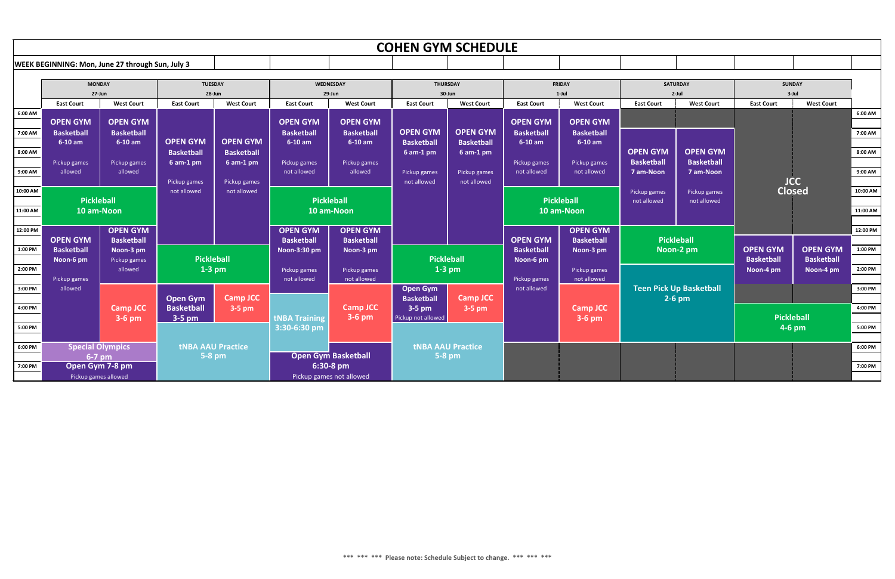# COHEN GYM SCHEDULE

**WEEK BEGINNING: Mon, June 27 through Sun, July 3**

| | MONDAY 27-Jun East Court | MONDAY 27-Jun West Court | TUESDAY 28-Jun East Court | TUESDAY 28-Jun West Court | WEDNESDAY 29-Jun East Court | WEDNESDAY 29-Jun West Court | THURSDAY 30-Jun East Court | THURSDAY 30-Jun West Court | FRIDAY 1-Jul East Court | FRIDAY 1-Jul West Court | SATURDAY 2-Jul East Court | SATURDAY 2-Jul West Court | SUNDAY 3-Jul East Court | SUNDAY 3-Jul West Court |
|---|---|---|---|---|---|---|---|---|---|---|---|---|---|---|
| 6:00 AM | OPEN GYM Basketball 6-10 am Pickup games allowed | OPEN GYM Basketball 6-10 am Pickup games allowed | OPEN GYM Basketball 6 am-1 pm Pickup games not allowed | OPEN GYM Basketball 6 am-1 pm Pickup games not allowed | OPEN GYM Basketball 6-10 am Pickup games not allowed | OPEN GYM Basketball 6-10 am Pickup games allowed | OPEN GYM Basketball 6 am-1 pm Pickup games not allowed | OPEN GYM Basketball 6 am-1 pm Pickup games not allowed | OPEN GYM Basketball 6-10 am Pickup games not allowed | OPEN GYM Basketball 6-10 am Pickup games not allowed | | | JCC Closed | JCC Closed |
| 7:00 AM | | | | | | | | | | | OPEN GYM Basketball 7 am-Noon Pickup games not allowed | OPEN GYM Basketball 7 am-Noon Pickup games not allowed | | |
| 10:00 AM | Pickleball 10 am-Noon | Pickleball 10 am-Noon | | | Pickleball 10 am-Noon | Pickleball 10 am-Noon | | | Pickleball 10 am-Noon | Pickleball 10 am-Noon | | | | |
| 12:00 PM | OPEN GYM Basketball Noon-6 pm Pickup games allowed | OPEN GYM Basketball Noon-3 pm Pickup games allowed | | | OPEN GYM Basketball Noon-3:30 pm Pickup games not allowed | OPEN GYM Basketball Noon-3 pm Pickup games not allowed | | | OPEN GYM Basketball Noon-6 pm Pickup games not allowed | OPEN GYM Basketball Noon-3 pm Pickup games not allowed | Pickleball Noon-2 pm | Pickleball Noon-2 pm | | |
| 1:00 PM | | | Pickleball 1-3 pm | Pickleball 1-3 pm | | | Pickleball 1-3 pm | Pickleball 1-3 pm | | | | | OPEN GYM Basketball Noon-4 pm | OPEN GYM Basketball Noon-4 pm |
| 2:00 PM | | | | | | | | | | | Teen Pick Up Basketball 2-6 pm | Teen Pick Up Basketball 2-6 pm | | |
| 3:00 PM | | Camp JCC 3-6 pm | Open Gym Basketball 3-5 pm | Camp JCC 3-5 pm | | Camp JCC 3-6 pm | Open Gym Basketball 3-5 pm Pickup not allowed | Camp JCC 3-5 pm | | Camp JCC 3-6 pm | | | | |
| 3:30 PM | | | | | tNBA Training 3:30-6:30 pm | | | | | | | | | |
| 4:00 PM | | | | | | | | | | | | | Pickleball 4-6 pm | Pickleball 4-6 pm |
| 5:00 PM | | | tNBA AAU Practice 5-8 pm | tNBA AAU Practice 5-8 pm | | | tNBA AAU Practice 5-8 pm | tNBA AAU Practice 5-8 pm | | | | | | |
| 6:00 PM | Special Olympics 6-7 pm | Special Olympics 6-7 pm | | | | | | | | | | | | |
| 6:30 PM | | | | | Open Gym Basketball 6:30-8 pm Pickup games not allowed | Open Gym Basketball 6:30-8 pm Pickup games not allowed | | | | | | | | |
| 7:00 PM | Open Gym 7-8 pm Pickup games allowed | Open Gym 7-8 pm Pickup games allowed | | | | | | | | | | | | |

\*\*\* \*\*\* \*\*\* Please note: Schedule Subject to change. \*\*\* \*\*\* \*\*\*